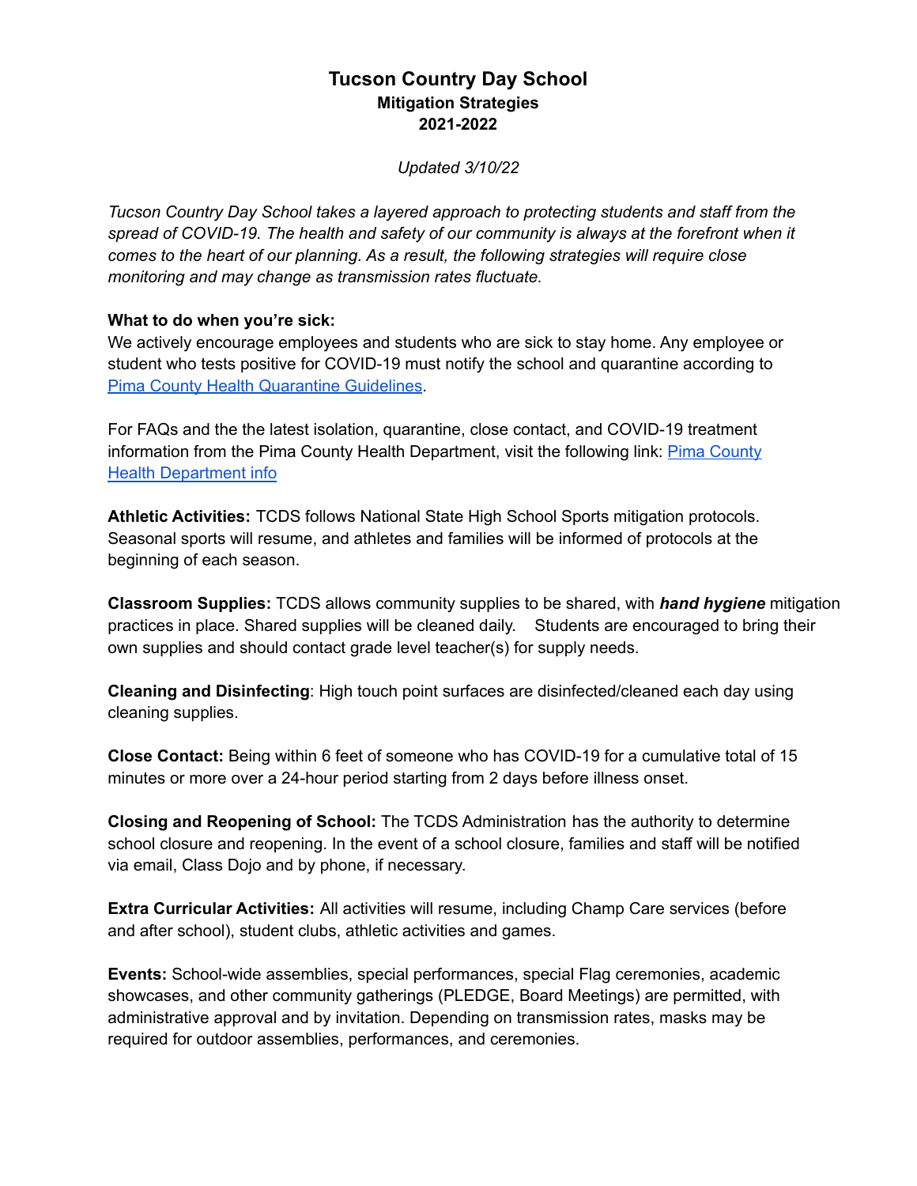# Tucson Country Day School
## Mitigation Strategies
## 2021-2022

*Updated 3/10/22*

*Tucson Country Day School takes a layered approach to protecting students and staff from the spread of COVID-19. The health and safety of our community is always at the forefront when it comes to the heart of our planning. As a result, the following strategies will require close monitoring and may change as transmission rates fluctuate.*

**What to do when you're sick:**
We actively encourage employees and students who are sick to stay home. Any employee or student who tests positive for COVID-19 must notify the school and quarantine according to [Pima County Health Quarantine Guidelines](#).

For FAQs and the the latest isolation, quarantine, close contact, and COVID-19 treatment information from the Pima County Health Department, visit the following link: [Pima County Health Department info](#)

**Athletic Activities:** TCDS follows National State High School Sports mitigation protocols. Seasonal sports will resume, and athletes and families will be informed of protocols at the beginning of each season.

**Classroom Supplies:** TCDS allows community supplies to be shared, with ***hand hygiene*** mitigation practices in place. Shared supplies will be cleaned daily. Students are encouraged to bring their own supplies and should contact grade level teacher(s) for supply needs.

**Cleaning and Disinfecting**: High touch point surfaces are disinfected/cleaned each day using cleaning supplies.

**Close Contact:** Being within 6 feet of someone who has COVID-19 for a cumulative total of 15 minutes or more over a 24-hour period starting from 2 days before illness onset.

**Closing and Reopening of School:** The TCDS Administration has the authority to determine school closure and reopening. In the event of a school closure, families and staff will be notified via email, Class Dojo and by phone, if necessary.

**Extra Curricular Activities:** All activities will resume, including Champ Care services (before and after school), student clubs, athletic activities and games.

**Events:** School-wide assemblies, special performances, special Flag ceremonies, academic showcases, and other community gatherings (PLEDGE, Board Meetings) are permitted, with administrative approval and by invitation. Depending on transmission rates, masks may be required for outdoor assemblies, performances, and ceremonies.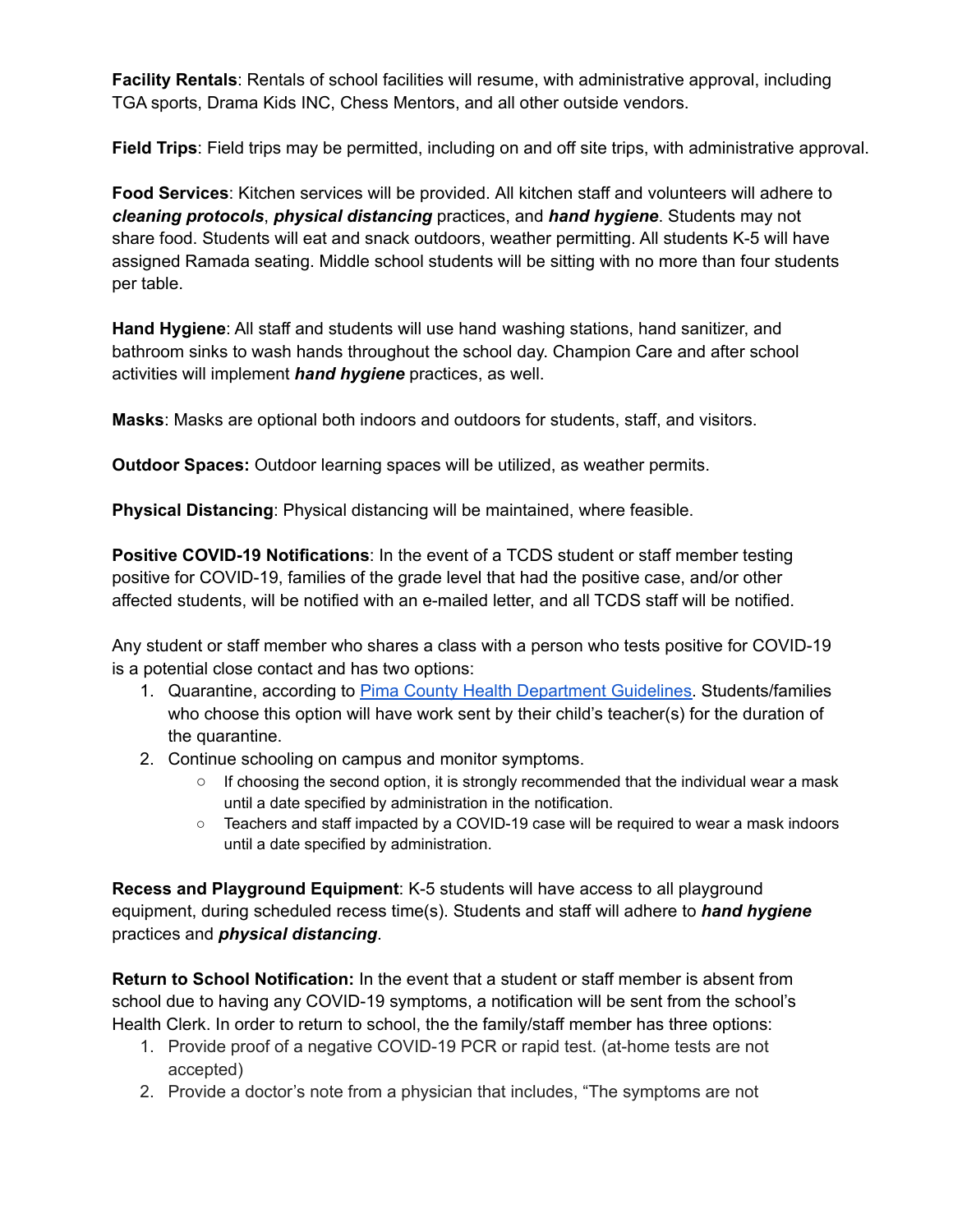**Facility Rentals**: Rentals of school facilities will resume, with administrative approval, including TGA sports, Drama Kids INC, Chess Mentors, and all other outside vendors.

**Field Trips**: Field trips may be permitted, including on and off site trips, with administrative approval.

**Food Services**: Kitchen services will be provided. All kitchen staff and volunteers will adhere to ***cleaning protocols***, ***physical distancing*** practices, and ***hand hygiene***. Students may not share food. Students will eat and snack outdoors, weather permitting. All students K-5 will have assigned Ramada seating. Middle school students will be sitting with no more than four students per table.

**Hand Hygiene**: All staff and students will use hand washing stations, hand sanitizer, and bathroom sinks to wash hands throughout the school day. Champion Care and after school activities will implement ***hand hygiene*** practices, as well.

**Masks**: Masks are optional both indoors and outdoors for students, staff, and visitors.

**Outdoor Spaces:** Outdoor learning spaces will be utilized, as weather permits.

**Physical Distancing**: Physical distancing will be maintained, where feasible.

**Positive COVID-19 Notifications**: In the event of a TCDS student or staff member testing positive for COVID-19, families of the grade level that had the positive case, and/or other affected students, will be notified with an e-mailed letter, and all TCDS staff will be notified.

Any student or staff member who shares a class with a person who tests positive for COVID-19 is a potential close contact and has two options:

1. Quarantine, according to Pima County Health Department Guidelines. Students/families who choose this option will have work sent by their child's teacher(s) for the duration of the quarantine.
2. Continue schooling on campus and monitor symptoms.
   - If choosing the second option, it is strongly recommended that the individual wear a mask until a date specified by administration in the notification.
   - Teachers and staff impacted by a COVID-19 case will be required to wear a mask indoors until a date specified by administration.

**Recess and Playground Equipment**: K-5 students will have access to all playground equipment, during scheduled recess time(s). Students and staff will adhere to ***hand hygiene*** practices and ***physical distancing***.

**Return to School Notification:** In the event that a student or staff member is absent from school due to having any COVID-19 symptoms, a notification will be sent from the school's Health Clerk. In order to return to school, the the family/staff member has three options:

1. Provide proof of a negative COVID-19 PCR or rapid test. (at-home tests are not accepted)
2. Provide a doctor's note from a physician that includes, "The symptoms are not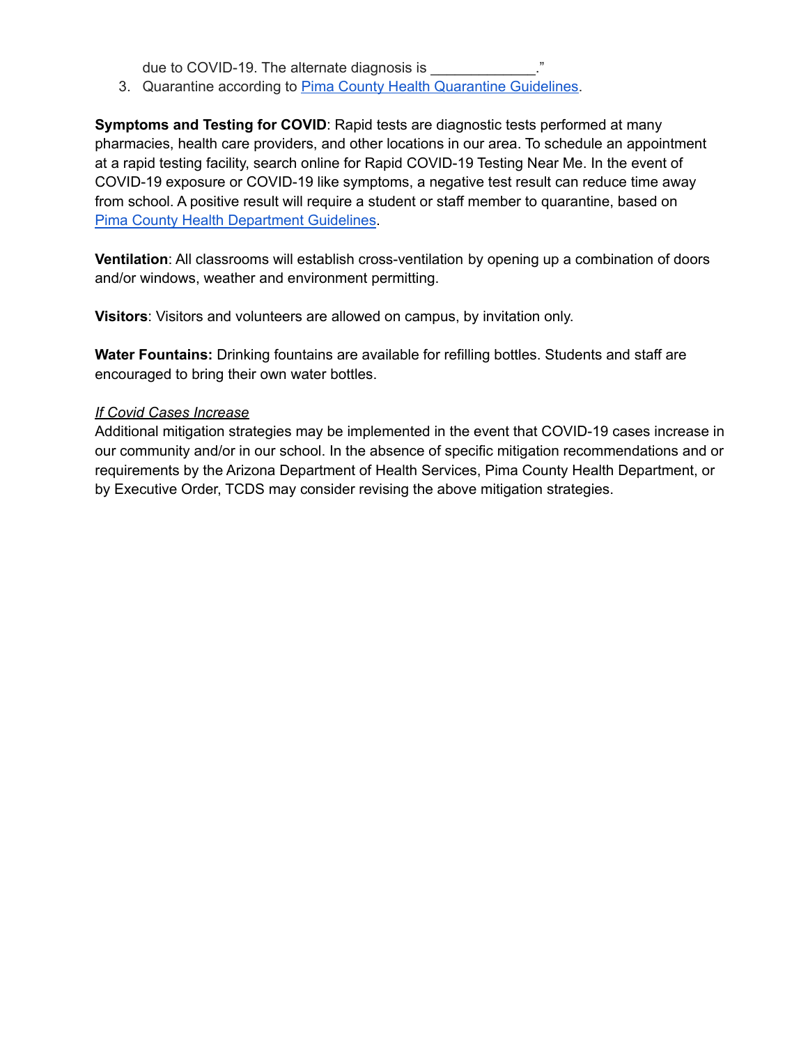due to COVID-19. The alternate diagnosis is _____________."

3. Quarantine according to [Pima County Health Quarantine Guidelines](#).

**Symptoms and Testing for COVID**: Rapid tests are diagnostic tests performed at many pharmacies, health care providers, and other locations in our area. To schedule an appointment at a rapid testing facility, search online for Rapid COVID-19 Testing Near Me. In the event of COVID-19 exposure or COVID-19 like symptoms, a negative test result can reduce time away from school. A positive result will require a student or staff member to quarantine, based on [Pima County Health Department Guidelines](#).

**Ventilation**: All classrooms will establish cross-ventilation by opening up a combination of doors and/or windows, weather and environment permitting.

**Visitors**: Visitors and volunteers are allowed on campus, by invitation only.

**Water Fountains:** Drinking fountains are available for refilling bottles. Students and staff are encouraged to bring their own water bottles.

*If Covid Cases Increase*

Additional mitigation strategies may be implemented in the event that COVID-19 cases increase in our community and/or in our school. In the absence of specific mitigation recommendations and or requirements by the Arizona Department of Health Services, Pima County Health Department, or by Executive Order, TCDS may consider revising the above mitigation strategies.